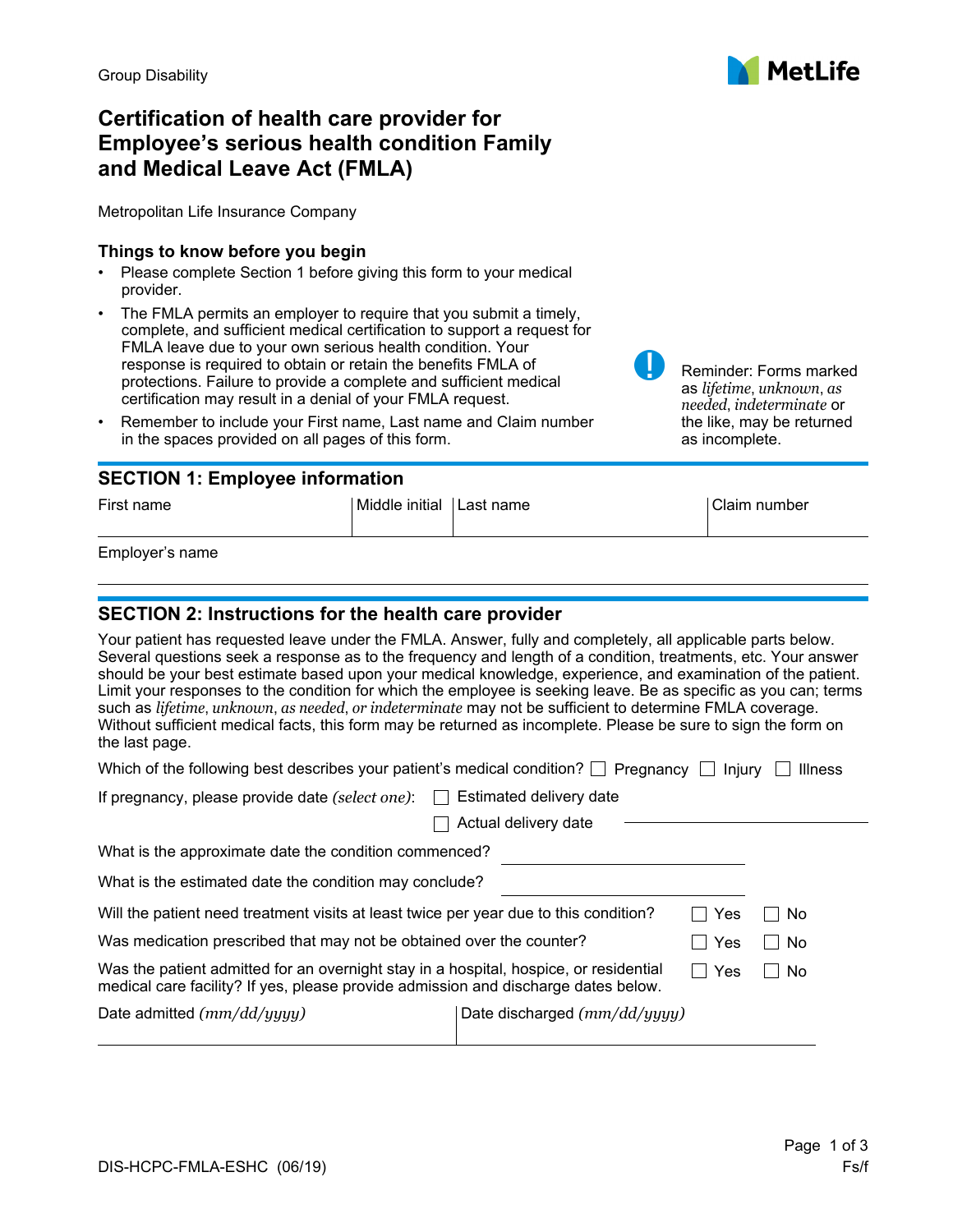Group Disability

MetLife

# Certification of health care provider for Employee's serious health condition Family and Medical Leave Act (FMLA)

Metropolitan Life Insurance Company

### Things to know before you begin

- Please complete Section 1 before giving this form to your medical provider.
- The FMLA permits an employer to require that you submit a timely, complete, and sufficient medical certification to support a request for FMLA leave due to your own serious health condition. Your response is required to obtain or retain the benefits FMLA of protections. Failure to provide a complete and sufficient medical certification may result in a denial of your FMLA request.
- Remember to include your First name, Last name and Claim number in the spaces provided on all pages of this form.

Reminder: Forms marked as *lifetime*, *unknown*, *as needed*, *indeterminate* or the like, may be returned as incomplete.

## SECTION 1: Employee information

| First name | Middle initial | Last name | Claim number |
|---|---|---|---|
| | | | |

Employer's name

## SECTION 2: Instructions for the health care provider

Your patient has requested leave under the FMLA. Answer, fully and completely, all applicable parts below. Several questions seek a response as to the frequency and length of a condition, treatments, etc. Your answer should be your best estimate based upon your medical knowledge, experience, and examination of the patient. Limit your responses to the condition for which the employee is seeking leave. Be as specific as you can; terms such as *lifetime*, *unknown*, *as needed*, *or indeterminate* may not be sufficient to determine FMLA coverage. Without sufficient medical facts, this form may be returned as incomplete. Please be sure to sign the form on the last page.

Which of the following best describes your patient's medical condition? ☐ Pregnancy ☐ Injury ☐ Illness

If pregnancy, please provide date *(select one)*: ☐ Estimated delivery date ☐ Actual delivery date ____________

What is the approximate date the condition commenced? ____________

What is the estimated date the condition may conclude? ____________

Will the patient need treatment visits at least twice per year due to this condition? ☐ Yes ☐ No

Was medication prescribed that may not be obtained over the counter? ☐ Yes ☐ No

Was the patient admitted for an overnight stay in a hospital, hospice, or residential medical care facility? If yes, please provide admission and discharge dates below. ☐ Yes ☐ No

| Date admitted *(mm/dd/yyyy)* | Date discharged *(mm/dd/yyyy)* |
|---|---|
| | |

DIS-HCPC-FMLA-ESHC (06/19)

Fs/f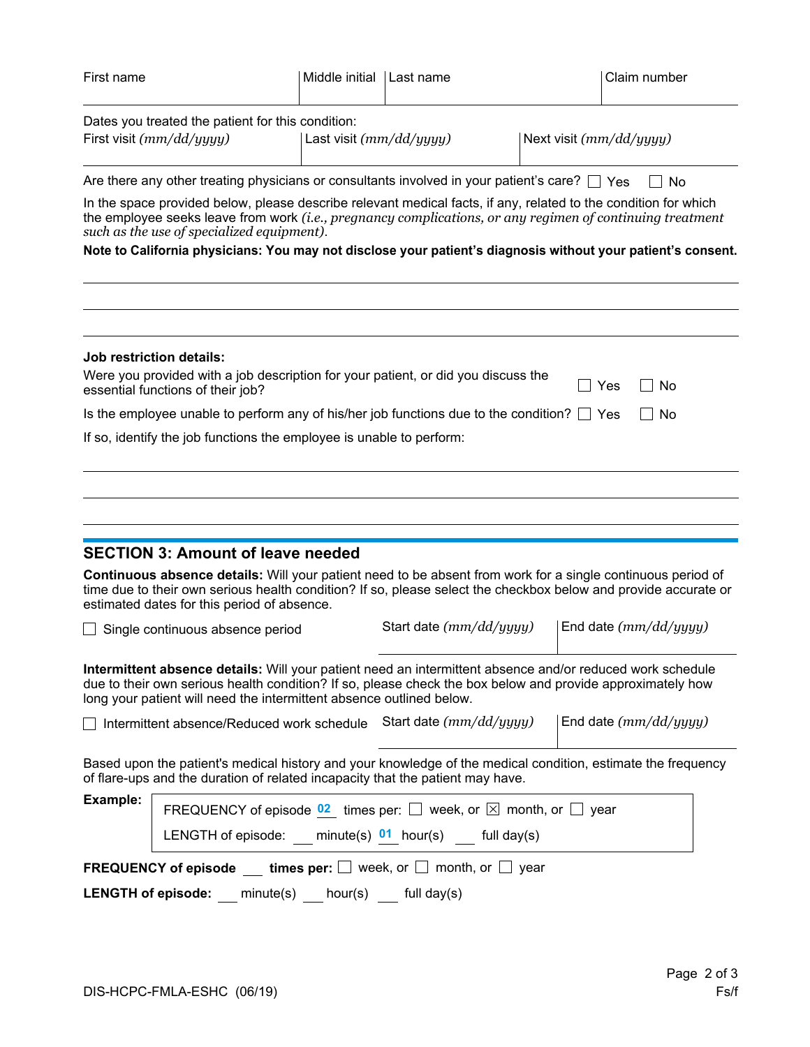| First name | Middle initial | Last name | Claim number |
| --- | --- | --- | --- |
| | | | |

Dates you treated the patient for this condition:

| First visit *(mm/dd/yyyy)* | Last visit *(mm/dd/yyyy)* | Next visit *(mm/dd/yyyy)* |
| --- | --- | --- |
| | | |

Are there any other treating physicians or consultants involved in your patient's care? ☐ Yes ☐ No

In the space provided below, please describe relevant medical facts, if any, related to the condition for which the employee seeks leave from work *(i.e., pregnancy complications, or any regimen of continuing treatment such as the use of specialized equipment).*

**Note to California physicians: You may not disclose your patient's diagnosis without your patient's consent.**

______________________________________________________________________

______________________________________________________________________

______________________________________________________________________

**Job restriction details:**

Were you provided with a job description for your patient, or did you discuss the essential functions of their job? ☐ Yes ☐ No

Is the employee unable to perform any of his/her job functions due to the condition? ☐ Yes ☐ No

If so, identify the job functions the employee is unable to perform:

______________________________________________________________________

______________________________________________________________________

______________________________________________________________________

## SECTION 3: Amount of leave needed

**Continuous absence details:** Will your patient need to be absent from work for a single continuous period of time due to their own serious health condition? If so, please select the checkbox below and provide accurate or estimated dates for this period of absence.

☐ Single continuous absence period — Start date *(mm/dd/yyyy)* ________ End date *(mm/dd/yyyy)* ________

**Intermittent absence details:** Will your patient need an intermittent absence and/or reduced work schedule due to their own serious health condition? If so, please check the box below and provide approximately how long your patient will need the intermittent absence outlined below.

☐ Intermittent absence/Reduced work schedule — Start date *(mm/dd/yyyy)* ________ End date *(mm/dd/yyyy)* ________

Based upon the patient's medical history and your knowledge of the medical condition, estimate the frequency of flare-ups and the duration of related incapacity that the patient may have.

**Example:**

FREQUENCY of episode 02 times per: ☐ week, or ☒ month, or ☐ year

LENGTH of episode: ___ minute(s) 01 hour(s) ___ full day(s)

**FREQUENCY of episode** ___ **times per:** ☐ week, or ☐ month, or ☐ year

**LENGTH of episode:** ___ minute(s) ___ hour(s) ___ full day(s)

DIS-HCPC-FMLA-ESHC (06/19)

Fs/f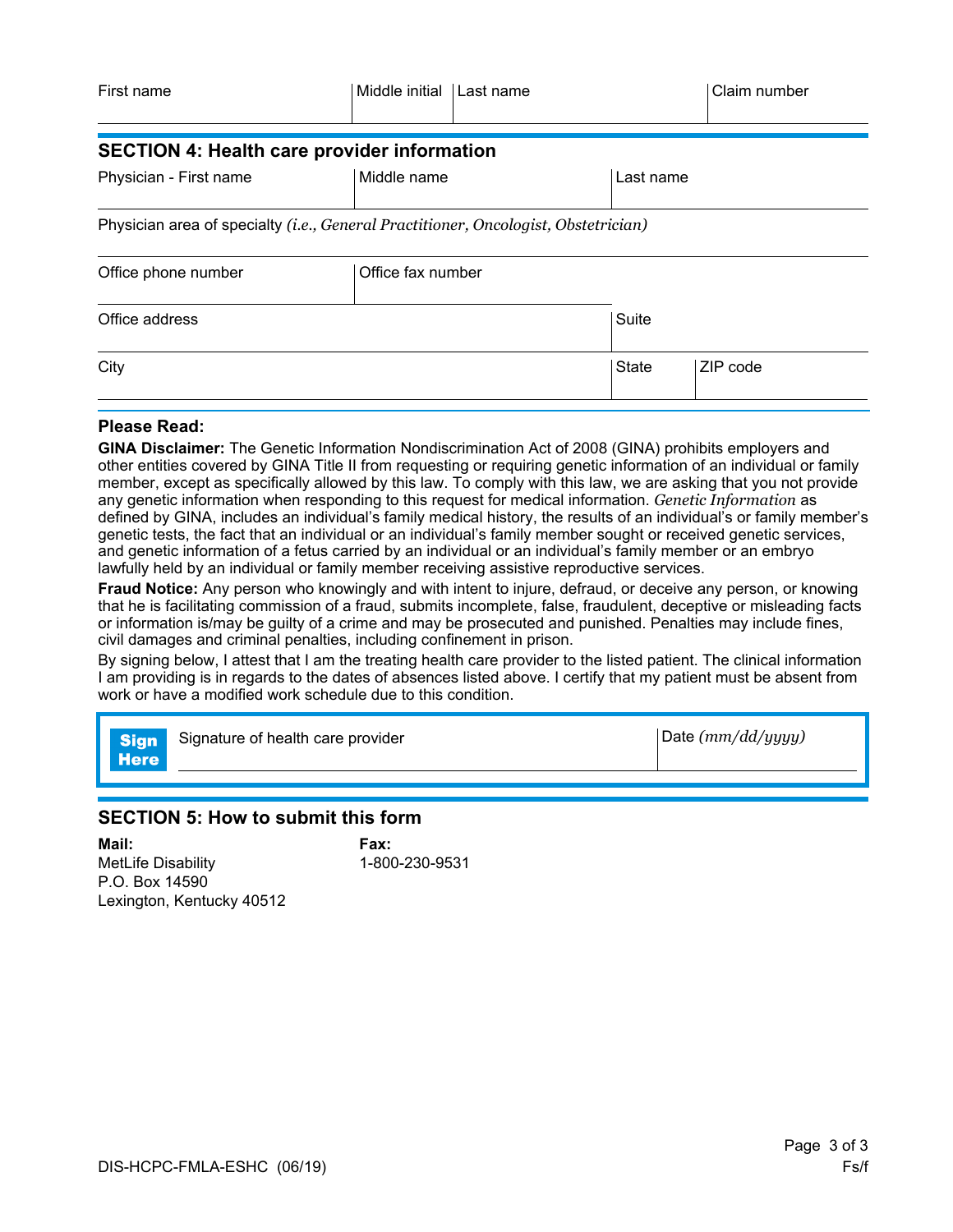| First name | Middle initial | Last name | Claim number |
|---|---|---|---|
| | | | |

## SECTION 4: Health care provider information

| Physician - First name | Middle name | Last name |
|---|---|---|
| | | |

Physician area of specialty *(i.e., General Practitioner, Oncologist, Obstetrician)*

| Office phone number | Office fax number |
|---|---|
| | |

| Office address | Suite |
|---|---|
| | |

| City | State | ZIP code |
|---|---|---|
| | | |

**Please Read:**

**GINA Disclaimer:** The Genetic Information Nondiscrimination Act of 2008 (GINA) prohibits employers and other entities covered by GINA Title II from requesting or requiring genetic information of an individual or family member, except as specifically allowed by this law. To comply with this law, we are asking that you not provide any genetic information when responding to this request for medical information. *Genetic Information* as defined by GINA, includes an individual's family medical history, the results of an individual's or family member's genetic tests, the fact that an individual or an individual's family member sought or received genetic services, and genetic information of a fetus carried by an individual or an individual's family member or an embryo lawfully held by an individual or family member receiving assistive reproductive services.

**Fraud Notice:** Any person who knowingly and with intent to injure, defraud, or deceive any person, or knowing that he is facilitating commission of a fraud, submits incomplete, false, fraudulent, deceptive or misleading facts or information is/may be guilty of a crime and may be prosecuted and punished. Penalties may include fines, civil damages and criminal penalties, including confinement in prison.

By signing below, I attest that I am the treating health care provider to the listed patient. The clinical information I am providing is in regards to the dates of absences listed above. I certify that my patient must be absent from work or have a modified work schedule due to this condition.

| Sign Here | Signature of health care provider | Date *(mm/dd/yyyy)* |
|---|---|---|
| | | |

## SECTION 5: How to submit this form

**Mail:**
MetLife Disability
P.O. Box 14590
Lexington, Kentucky 40512

**Fax:**
1-800-230-9531

DIS-HCPC-FMLA-ESHC (06/19)

Fs/f